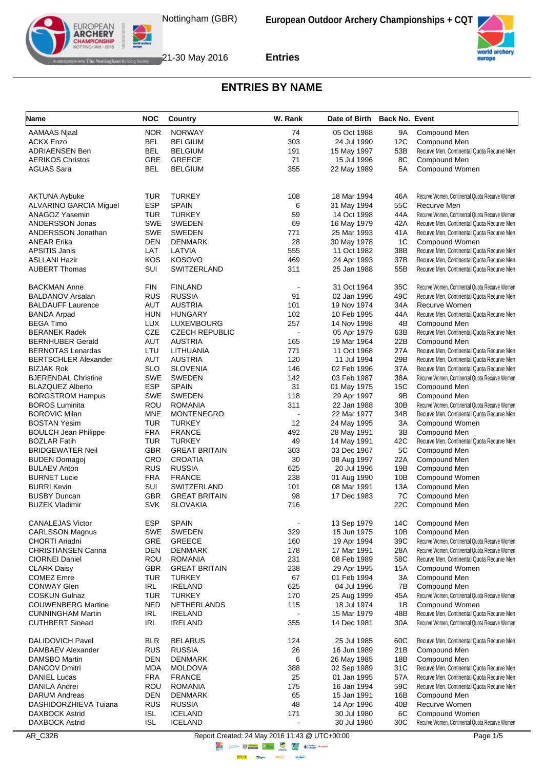# ENTRIES BY NAME

| Name | NOC | Country | W. Rank | Date of Birth | Back No. | Event |
|---|---|---|---|---|---|---|
| AAMAAS Njaal | NOR | NORWAY | 74 | 05 Oct 1988 | 9A | Compound Men |
| ACKX Enzo | BEL | BELGIUM | 303 | 24 Jul 1990 | 12C | Compound Men |
| ADRIAENSEN Ben | BEL | BELGIUM | 191 | 15 May 1997 | 53B | Recurve Men, Continental Quota Recurve Men |
| AERIKOS Christos | GRE | GREECE | 71 | 15 Jul 1996 | 8C | Compound Men |
| AGUAS Sara | BEL | BELGIUM | 355 | 22 May 1989 | 5A | Compound Women |
| AKTUNA Aybuke | TUR | TURKEY | 108 | 18 Mar 1994 | 46A | Recurve Women, Continental Quota Recurve Women |
| ALVARINO GARCIA Miguel | ESP | SPAIN | 6 | 31 May 1994 | 55C | Recurve Men |
| ANAGOZ Yasemin | TUR | TURKEY | 59 | 14 Oct 1998 | 44A | Recurve Women, Continental Quota Recurve Women |
| ANDERSSON Jonas | SWE | SWEDEN | 69 | 16 May 1979 | 42A | Recurve Men, Continental Quota Recurve Men |
| ANDERSSON Jonathan | SWE | SWEDEN | 771 | 25 Mar 1993 | 41A | Recurve Men, Continental Quota Recurve Men |
| ANEAR Erika | DEN | DENMARK | 28 | 30 May 1978 | 1C | Compound Women |
| APSITIS Janis | LAT | LATVIA | 555 | 11 Oct 1982 | 38B | Recurve Men, Continental Quota Recurve Men |
| ASLLANI Hazir | KOS | KOSOVO | 469 | 24 Apr 1993 | 37B | Recurve Men, Continental Quota Recurve Men |
| AUBERT Thomas | SUI | SWITZERLAND | 311 | 25 Jan 1988 | 55B | Recurve Men, Continental Quota Recurve Men |
| BACKMAN Anne | FIN | FINLAND | - | 31 Oct 1964 | 35C | Recurve Women, Continental Quota Recurve Women |
| BALDANOV Arsalan | RUS | RUSSIA | 91 | 02 Jan 1996 | 49C | Recurve Men, Continental Quota Recurve Men |
| BALDAUFF Laurence | AUT | AUSTRIA | 101 | 19 Nov 1974 | 34A | Recurve Women |
| BANDA Arpad | HUN | HUNGARY | 102 | 10 Feb 1995 | 44A | Recurve Men, Continental Quota Recurve Men |
| BEGA Timo | LUX | LUXEMBOURG | 257 | 14 Nov 1998 | 4B | Compound Men |
| BERANEK Radek | CZE | CZECH REPUBLIC | - | 05 Apr 1979 | 63B | Recurve Men, Continental Quota Recurve Men |
| BERNHUBER Gerald | AUT | AUSTRIA | 165 | 19 Mar 1964 | 22B | Compound Men |
| BERNOTAS Lenardas | LTU | LITHUANIA | 771 | 11 Oct 1968 | 27A | Recurve Men, Continental Quota Recurve Men |
| BERTSCHLER Alexander | AUT | AUSTRIA | 120 | 11 Jul 1994 | 29B | Recurve Men, Continental Quota Recurve Men |
| BIZJAK Rok | SLO | SLOVENIA | 146 | 02 Feb 1996 | 37A | Recurve Men, Continental Quota Recurve Men |
| BJERENDAL Christine | SWE | SWEDEN | 142 | 03 Feb 1987 | 38A | Recurve Women, Continental Quota Recurve Women |
| BLAZQUEZ Alberto | ESP | SPAIN | 31 | 01 May 1975 | 15C | Compound Men |
| BORGSTROM Hampus | SWE | SWEDEN | 118 | 29 Apr 1997 | 9B | Compound Men |
| BOROS Luminita | ROU | ROMANIA | 311 | 22 Jan 1988 | 30B | Recurve Women, Continental Quota Recurve Women |
| BOROVIC Milan | MNE | MONTENEGRO | - | 22 Mar 1977 | 34B | Recurve Men, Continental Quota Recurve Men |
| BOSTAN Yesim | TUR | TURKEY | 12 | 24 May 1995 | 3A | Compound Women |
| BOULCH Jean Philippe | FRA | FRANCE | 492 | 28 May 1991 | 3B | Compound Men |
| BOZLAR Fatih | TUR | TURKEY | 49 | 14 May 1991 | 42C | Recurve Men, Continental Quota Recurve Men |
| BRIDGEWATER Neil | GBR | GREAT BRITAIN | 303 | 03 Dec 1967 | 5C | Compound Men |
| BUDEN Domagoj | CRO | CROATIA | 30 | 08 Aug 1997 | 22A | Compound Men |
| BULAEV Anton | RUS | RUSSIA | 625 | 20 Jul 1996 | 19B | Compound Men |
| BURNET Lucie | FRA | FRANCE | 238 | 01 Aug 1990 | 10B | Compound Women |
| BURRI Kevin | SUI | SWITZERLAND | 101 | 08 Mar 1991 | 13A | Compound Men |
| BUSBY Duncan | GBR | GREAT BRITAIN | 98 | 17 Dec 1983 | 7C | Compound Men |
| BUZEK Vladimir | SVK | SLOVAKIA | 716 | | 22C | Compound Men |
| CANALEJAS Victor | ESP | SPAIN | - | 13 Sep 1979 | 14C | Compound Men |
| CARLSSON Magnus | SWE | SWEDEN | 329 | 15 Jun 1975 | 10B | Compound Men |
| CHORTI Ariadni | GRE | GREECE | 160 | 19 Apr 1994 | 39C | Recurve Women, Continental Quota Recurve Women |
| CHRISTIANSEN Carina | DEN | DENMARK | 178 | 17 Mar 1991 | 28A | Recurve Women, Continental Quota Recurve Women |
| CIORNEI Daniel | ROU | ROMANIA | 231 | 08 Feb 1989 | 58C | Recurve Men, Continental Quota Recurve Men |
| CLARK Daisy | GBR | GREAT BRITAIN | 238 | 29 Apr 1995 | 15A | Compound Women |
| COMEZ Emre | TUR | TURKEY | 67 | 01 Feb 1994 | 3A | Compound Men |
| CONWAY Glen | IRL | IRELAND | 625 | 04 Jul 1996 | 7B | Compound Men |
| COSKUN Gulnaz | TUR | TURKEY | 170 | 25 Aug 1999 | 45A | Recurve Women, Continental Quota Recurve Women |
| COUWENBERG Martine | NED | NETHERLANDS | 115 | 18 Jul 1974 | 1B | Compound Women |
| CUNNINGHAM Martin | IRL | IRELAND | - | 15 Mar 1979 | 48B | Recurve Men, Continental Quota Recurve Men |
| CUTHBERT Sinead | IRL | IRELAND | 355 | 14 Dec 1981 | 30A | Recurve Women, Continental Quota Recurve Women |
| DALIDOVICH Pavel | BLR | BELARUS | 124 | 25 Jul 1985 | 60C | Recurve Men, Continental Quota Recurve Men |
| DAMBAEV Alexander | RUS | RUSSIA | 26 | 16 Jun 1989 | 21B | Compound Men |
| DAMSBO Martin | DEN | DENMARK | 6 | 26 May 1985 | 18B | Compound Men |
| DANCOV Dmitri | MDA | MOLDOVA | 388 | 02 Sep 1989 | 31C | Recurve Men, Continental Quota Recurve Men |
| DANIEL Lucas | FRA | FRANCE | 25 | 01 Jan 1995 | 57A | Recurve Men, Continental Quota Recurve Men |
| DANILA Andrei | ROU | ROMANIA | 175 | 16 Jan 1994 | 59C | Recurve Men, Continental Quota Recurve Men |
| DARUM Andreas | DEN | DENMARK | 65 | 15 Jan 1991 | 16B | Compound Men |
| DASHIDORZHIEVA Tuiana | RUS | RUSSIA | 48 | 14 Apr 1996 | 40B | Recurve Women |
| DAXBOCK Astrid | ISL | ICELAND | 171 | 30 Jul 1980 | 6C | Compound Women |
| DAXBOCK Astrid | ISL | ICELAND | - | 30 Jul 1980 | 30C | Recurve Women, Continental Quota Recurve Women |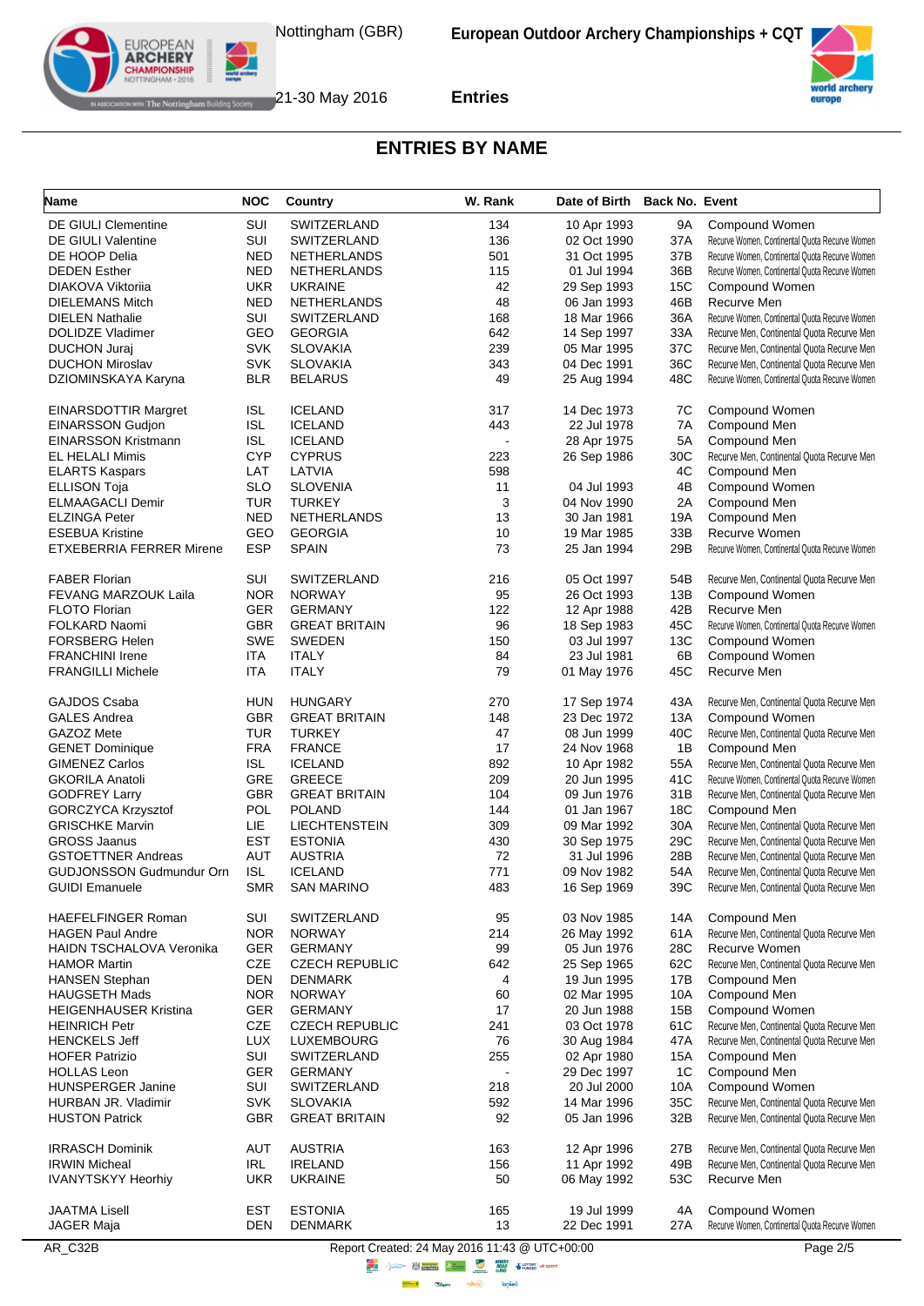## ENTRIES BY NAME

| Name | NOC | Country | W. Rank | Date of Birth | Back No. | Event |
|---|---|---|---|---|---|---|
| DE GIULI Clementine | SUI | SWITZERLAND | 134 | 10 Apr 1993 | 9A | Compound Women |
| DE GIULI Valentine | SUI | SWITZERLAND | 136 | 02 Oct 1990 | 37A | Recurve Women, Continental Quota Recurve Women |
| DE HOOP Delia | NED | NETHERLANDS | 501 | 31 Oct 1995 | 37B | Recurve Women, Continental Quota Recurve Women |
| DEDEN Esther | NED | NETHERLANDS | 115 | 01 Jul 1994 | 36B | Recurve Women, Continental Quota Recurve Women |
| DIAKOVA Viktoriia | UKR | UKRAINE | 42 | 29 Sep 1993 | 15C | Compound Women |
| DIELEMANS Mitch | NED | NETHERLANDS | 48 | 06 Jan 1993 | 46B | Recurve Men |
| DIELEN Nathalie | SUI | SWITZERLAND | 168 | 18 Mar 1966 | 36A | Recurve Women, Continental Quota Recurve Women |
| DOLIDZE Vladimer | GEO | GEORGIA | 642 | 14 Sep 1997 | 33A | Recurve Men, Continental Quota Recurve Men |
| DUCHON Juraj | SVK | SLOVAKIA | 239 | 05 Mar 1995 | 37C | Recurve Men, Continental Quota Recurve Men |
| DUCHON Miroslav | SVK | SLOVAKIA | 343 | 04 Dec 1991 | 36C | Recurve Men, Continental Quota Recurve Men |
| DZIOMINSKAYA Karyna | BLR | BELARUS | 49 | 25 Aug 1994 | 48C | Recurve Women, Continental Quota Recurve Women |
| EINARSDOTTIR Margret | ISL | ICELAND | 317 | 14 Dec 1973 | 7C | Compound Women |
| EINARSSON Gudjon | ISL | ICELAND | 443 | 22 Jul 1978 | 7A | Compound Men |
| EINARSSON Kristmann | ISL | ICELAND | - | 28 Apr 1975 | 5A | Compound Men |
| EL HELALI Mimis | CYP | CYPRUS | 223 | 26 Sep 1986 | 30C | Recurve Men, Continental Quota Recurve Men |
| ELARTS Kaspars | LAT | LATVIA | 598 | | 4C | Compound Men |
| ELLISON Toja | SLO | SLOVENIA | 11 | 04 Jul 1993 | 4B | Compound Women |
| ELMAAGACLI Demir | TUR | TURKEY | 3 | 04 Nov 1990 | 2A | Compound Men |
| ELZINGA Peter | NED | NETHERLANDS | 13 | 30 Jan 1981 | 19A | Compound Men |
| ESEBUA Kristine | GEO | GEORGIA | 10 | 19 Mar 1985 | 33B | Recurve Women |
| ETXEBERRIA FERRER Mirene | ESP | SPAIN | 73 | 25 Jan 1994 | 29B | Recurve Women, Continental Quota Recurve Women |
| FABER Florian | SUI | SWITZERLAND | 216 | 05 Oct 1997 | 54B | Recurve Men, Continental Quota Recurve Men |
| FEVANG MARZOUK Laila | NOR | NORWAY | 95 | 26 Oct 1993 | 13B | Compound Women |
| FLOTO Florian | GER | GERMANY | 122 | 12 Apr 1988 | 42B | Recurve Men |
| FOLKARD Naomi | GBR | GREAT BRITAIN | 96 | 18 Sep 1983 | 45C | Recurve Women, Continental Quota Recurve Women |
| FORSBERG Helen | SWE | SWEDEN | 150 | 03 Jul 1997 | 13C | Compound Women |
| FRANCHINI Irene | ITA | ITALY | 84 | 23 Jul 1981 | 6B | Compound Women |
| FRANGILLI Michele | ITA | ITALY | 79 | 01 May 1976 | 45C | Recurve Men |
| GAJDOS Csaba | HUN | HUNGARY | 270 | 17 Sep 1974 | 43A | Recurve Men, Continental Quota Recurve Men |
| GALES Andrea | GBR | GREAT BRITAIN | 148 | 23 Dec 1972 | 13A | Compound Women |
| GAZOZ Mete | TUR | TURKEY | 47 | 08 Jun 1999 | 40C | Recurve Men, Continental Quota Recurve Men |
| GENET Dominique | FRA | FRANCE | 17 | 24 Nov 1968 | 1B | Compound Men |
| GIMENEZ Carlos | ISL | ICELAND | 892 | 10 Apr 1982 | 55A | Recurve Men, Continental Quota Recurve Men |
| GKORILA Anatoli | GRE | GREECE | 209 | 20 Jun 1995 | 41C | Recurve Women, Continental Quota Recurve Women |
| GODFREY Larry | GBR | GREAT BRITAIN | 104 | 09 Jun 1976 | 31B | Recurve Men, Continental Quota Recurve Men |
| GORCZYCA Krzysztof | POL | POLAND | 144 | 01 Jan 1967 | 18C | Compound Men |
| GRISCHKE Marvin | LIE | LIECHTENSTEIN | 309 | 09 Mar 1992 | 30A | Recurve Men, Continental Quota Recurve Men |
| GROSS Jaanus | EST | ESTONIA | 430 | 30 Sep 1975 | 29C | Recurve Men, Continental Quota Recurve Men |
| GSTOETTNER Andreas | AUT | AUSTRIA | 72 | 31 Jul 1996 | 28B | Recurve Men, Continental Quota Recurve Men |
| GUDJONSSON Gudmundur Orn | ISL | ICELAND | 771 | 09 Nov 1982 | 54A | Recurve Men, Continental Quota Recurve Men |
| GUIDI Emanuele | SMR | SAN MARINO | 483 | 16 Sep 1969 | 39C | Recurve Men, Continental Quota Recurve Men |
| HAEFELFINGER Roman | SUI | SWITZERLAND | 95 | 03 Nov 1985 | 14A | Compound Men |
| HAGEN Paul Andre | NOR | NORWAY | 214 | 26 May 1992 | 61A | Recurve Men, Continental Quota Recurve Men |
| HAIDN TSCHALOVA Veronika | GER | GERMANY | 99 | 05 Jun 1976 | 28C | Recurve Women |
| HAMOR Martin | CZE | CZECH REPUBLIC | 642 | 25 Sep 1965 | 62C | Recurve Men, Continental Quota Recurve Men |
| HANSEN Stephan | DEN | DENMARK | 4 | 19 Jun 1995 | 17B | Compound Men |
| HAUGSETH Mads | NOR | NORWAY | 60 | 02 Mar 1995 | 10A | Compound Men |
| HEIGENHAUSER Kristina | GER | GERMANY | 17 | 20 Jun 1988 | 15B | Compound Women |
| HEINRICH Petr | CZE | CZECH REPUBLIC | 241 | 03 Oct 1978 | 61C | Recurve Men, Continental Quota Recurve Men |
| HENCKELS Jeff | LUX | LUXEMBOURG | 76 | 30 Aug 1984 | 47A | Recurve Men, Continental Quota Recurve Men |
| HOFER Patrizio | SUI | SWITZERLAND | 255 | 02 Apr 1980 | 15A | Compound Men |
| HOLLAS Leon | GER | GERMANY | - | 29 Dec 1997 | 1C | Compound Men |
| HUNSPERGER Janine | SUI | SWITZERLAND | 218 | 20 Jul 2000 | 10A | Compound Women |
| HURBAN JR. Vladimir | SVK | SLOVAKIA | 592 | 14 Mar 1996 | 35C | Recurve Men, Continental Quota Recurve Men |
| HUSTON Patrick | GBR | GREAT BRITAIN | 92 | 05 Jan 1996 | 32B | Recurve Men, Continental Quota Recurve Men |
| IRRASCH Dominik | AUT | AUSTRIA | 163 | 12 Apr 1996 | 27B | Recurve Men, Continental Quota Recurve Men |
| IRWIN Micheal | IRL | IRELAND | 156 | 11 Apr 1992 | 49B | Recurve Men, Continental Quota Recurve Men |
| IVANYTSKYY Heorhiy | UKR | UKRAINE | 50 | 06 May 1992 | 53C | Recurve Men |
| JAATMA Lisell | EST | ESTONIA | 165 | 19 Jul 1999 | 4A | Compound Women |
| JAGER Maja | DEN | DENMARK | 13 | 22 Dec 1991 | 27A | Recurve Women, Continental Quota Recurve Women |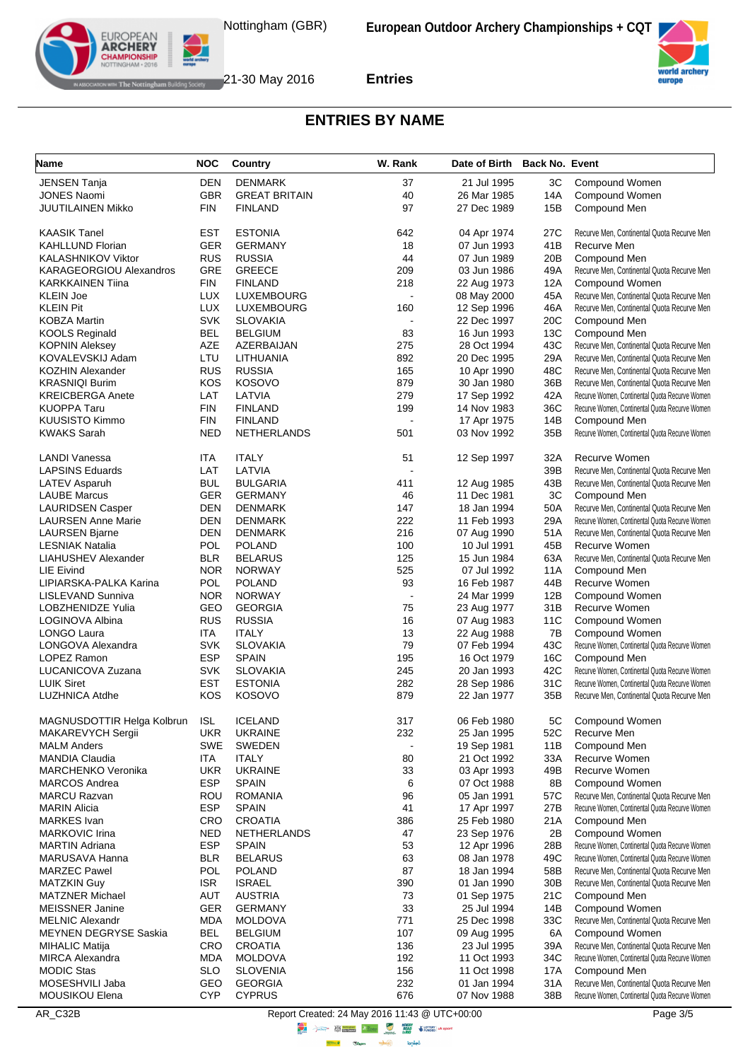## ENTRIES BY NAME

| Name | NOC | Country | W. Rank | Date of Birth | Back No. | Event |
|---|---|---|---|---|---|---|
| JENSEN Tanja | DEN | DENMARK | 37 | 21 Jul 1995 | 3C | Compound Women |
| JONES Naomi | GBR | GREAT BRITAIN | 40 | 26 Mar 1985 | 14A | Compound Women |
| JUUTILAINEN Mikko | FIN | FINLAND | 97 | 27 Dec 1989 | 15B | Compound Men |
| KAASIK Tanel | EST | ESTONIA | 642 | 04 Apr 1974 | 27C | Recurve Men, Continental Quota Recurve Men |
| KAHLLUND Florian | GER | GERMANY | 18 | 07 Jun 1993 | 41B | Recurve Men |
| KALASHNIKOV Viktor | RUS | RUSSIA | 44 | 07 Jun 1989 | 20B | Compound Men |
| KARAGEORGIOU Alexandros | GRE | GREECE | 209 | 03 Jun 1986 | 49A | Recurve Men, Continental Quota Recurve Men |
| KARKKAINEN Tiina | FIN | FINLAND | 218 | 22 Aug 1973 | 12A | Compound Women |
| KLEIN Joe | LUX | LUXEMBOURG | - | 08 May 2000 | 45A | Recurve Men, Continental Quota Recurve Men |
| KLEIN Pit | LUX | LUXEMBOURG | 160 | 12 Sep 1996 | 46A | Recurve Men, Continental Quota Recurve Men |
| KOBZA Martin | SVK | SLOVAKIA | - | 22 Dec 1997 | 20C | Compound Men |
| KOOLS Reginald | BEL | BELGIUM | 83 | 16 Jun 1993 | 13C | Compound Men |
| KOPNIN Aleksey | AZE | AZERBAIJAN | 275 | 28 Oct 1994 | 43C | Recurve Men, Continental Quota Recurve Men |
| KOVALEVSKIJ Adam | LTU | LITHUANIA | 892 | 20 Dec 1995 | 29A | Recurve Men, Continental Quota Recurve Men |
| KOZHIN Alexander | RUS | RUSSIA | 165 | 10 Apr 1990 | 48C | Recurve Men, Continental Quota Recurve Men |
| KRASNIQI Burim | KOS | KOSOVO | 879 | 30 Jan 1980 | 36B | Recurve Men, Continental Quota Recurve Men |
| KREICBERGA Anete | LAT | LATVIA | 279 | 17 Sep 1992 | 42A | Recurve Women, Continental Quota Recurve Women |
| KUOPPA Taru | FIN | FINLAND | 199 | 14 Nov 1983 | 36C | Recurve Women, Continental Quota Recurve Women |
| KUUSISTO Kimmo | FIN | FINLAND | - | 17 Apr 1975 | 14B | Compound Men |
| KWAKS Sarah | NED | NETHERLANDS | 501 | 03 Nov 1992 | 35B | Recurve Women, Continental Quota Recurve Women |
| LANDI Vanessa | ITA | ITALY | 51 | 12 Sep 1997 | 32A | Recurve Women |
| LAPSINS Eduards | LAT | LATVIA | - |  | 39B | Recurve Men, Continental Quota Recurve Men |
| LATEV Asparuh | BUL | BULGARIA | 411 | 12 Aug 1985 | 43B | Recurve Men, Continental Quota Recurve Men |
| LAUBE Marcus | GER | GERMANY | 46 | 11 Dec 1981 | 3C | Compound Men |
| LAURIDSEN Casper | DEN | DENMARK | 147 | 18 Jan 1994 | 50A | Recurve Men, Continental Quota Recurve Men |
| LAURSEN Anne Marie | DEN | DENMARK | 222 | 11 Feb 1993 | 29A | Recurve Women, Continental Quota Recurve Women |
| LAURSEN Bjarne | DEN | DENMARK | 216 | 07 Aug 1990 | 51A | Recurve Men, Continental Quota Recurve Men |
| LESNIAK Natalia | POL | POLAND | 100 | 10 Jul 1991 | 45B | Recurve Women |
| LIAHUSHEV Alexander | BLR | BELARUS | 125 | 15 Jun 1984 | 63A | Recurve Men, Continental Quota Recurve Men |
| LIE Eivind | NOR | NORWAY | 525 | 07 Jul 1992 | 11A | Compound Men |
| LIPIARSKA-PALKA Karina | POL | POLAND | 93 | 16 Feb 1987 | 44B | Recurve Women |
| LISLEVAND Sunniva | NOR | NORWAY | - | 24 Mar 1999 | 12B | Compound Women |
| LOBZHENIDZE Yulia | GEO | GEORGIA | 75 | 23 Aug 1977 | 31B | Recurve Women |
| LOGINOVA Albina | RUS | RUSSIA | 16 | 07 Aug 1983 | 11C | Compound Women |
| LONGO Laura | ITA | ITALY | 13 | 22 Aug 1988 | 7B | Compound Women |
| LONGOVA Alexandra | SVK | SLOVAKIA | 79 | 07 Feb 1994 | 43C | Recurve Women, Continental Quota Recurve Women |
| LOPEZ Ramon | ESP | SPAIN | 195 | 16 Oct 1979 | 16C | Compound Men |
| LUCANICOVA Zuzana | SVK | SLOVAKIA | 245 | 20 Jan 1993 | 42C | Recurve Women, Continental Quota Recurve Women |
| LUIK Siret | EST | ESTONIA | 282 | 28 Sep 1986 | 31C | Recurve Women, Continental Quota Recurve Women |
| LUZHNICA Atdhe | KOS | KOSOVO | 879 | 22 Jan 1977 | 35B | Recurve Men, Continental Quota Recurve Men |
| MAGNUSDOTTIR Helga Kolbrun | ISL | ICELAND | 317 | 06 Feb 1980 | 5C | Compound Women |
| MAKAREVYCH Sergii | UKR | UKRAINE | 232 | 25 Jan 1995 | 52C | Recurve Men |
| MALM Anders | SWE | SWEDEN | - | 19 Sep 1981 | 11B | Compound Men |
| MANDIA Claudia | ITA | ITALY | 80 | 21 Oct 1992 | 33A | Recurve Women |
| MARCHENKO Veronika | UKR | UKRAINE | 33 | 03 Apr 1993 | 49B | Recurve Women |
| MARCOS Andrea | ESP | SPAIN | 6 | 07 Oct 1988 | 8B | Compound Women |
| MARCU Razvan | ROU | ROMANIA | 96 | 05 Jan 1991 | 57C | Recurve Men, Continental Quota Recurve Men |
| MARIN Alicia | ESP | SPAIN | 41 | 17 Apr 1997 | 27B | Recurve Women, Continental Quota Recurve Women |
| MARKES Ivan | CRO | CROATIA | 386 | 25 Feb 1980 | 21A | Compound Men |
| MARKOVIC Irina | NED | NETHERLANDS | 47 | 23 Sep 1976 | 2B | Compound Women |
| MARTIN Adriana | ESP | SPAIN | 53 | 12 Apr 1996 | 28B | Recurve Women, Continental Quota Recurve Women |
| MARUSAVA Hanna | BLR | BELARUS | 63 | 08 Jan 1978 | 49C | Recurve Women, Continental Quota Recurve Women |
| MARZEC Pawel | POL | POLAND | 87 | 18 Jan 1994 | 58B | Recurve Men, Continental Quota Recurve Men |
| MATZKIN Guy | ISR | ISRAEL | 390 | 01 Jan 1990 | 30B | Recurve Men, Continental Quota Recurve Men |
| MATZNER Michael | AUT | AUSTRIA | 73 | 01 Sep 1975 | 21C | Compound Men |
| MEISSNER Janine | GER | GERMANY | 33 | 25 Jul 1994 | 14B | Compound Women |
| MELNIC Alexandr | MDA | MOLDOVA | 771 | 25 Dec 1998 | 33C | Recurve Men, Continental Quota Recurve Men |
| MEYNEN DEGRYSE Saskia | BEL | BELGIUM | 107 | 09 Aug 1995 | 6A | Compound Women |
| MIHALIC Matija | CRO | CROATIA | 136 | 23 Jul 1995 | 39A | Recurve Men, Continental Quota Recurve Men |
| MIRCA Alexandra | MDA | MOLDOVA | 192 | 11 Oct 1993 | 34C | Recurve Women, Continental Quota Recurve Women |
| MODIC Stas | SLO | SLOVENIA | 156 | 11 Oct 1998 | 17A | Compound Men |
| MOSESHVILI Jaba | GEO | GEORGIA | 232 | 01 Jan 1994 | 31A | Recurve Men, Continental Quota Recurve Men |
| MOUSIKOU Elena | CYP | CYPRUS | 676 | 07 Nov 1988 | 38B | Recurve Women, Continental Quota Recurve Women |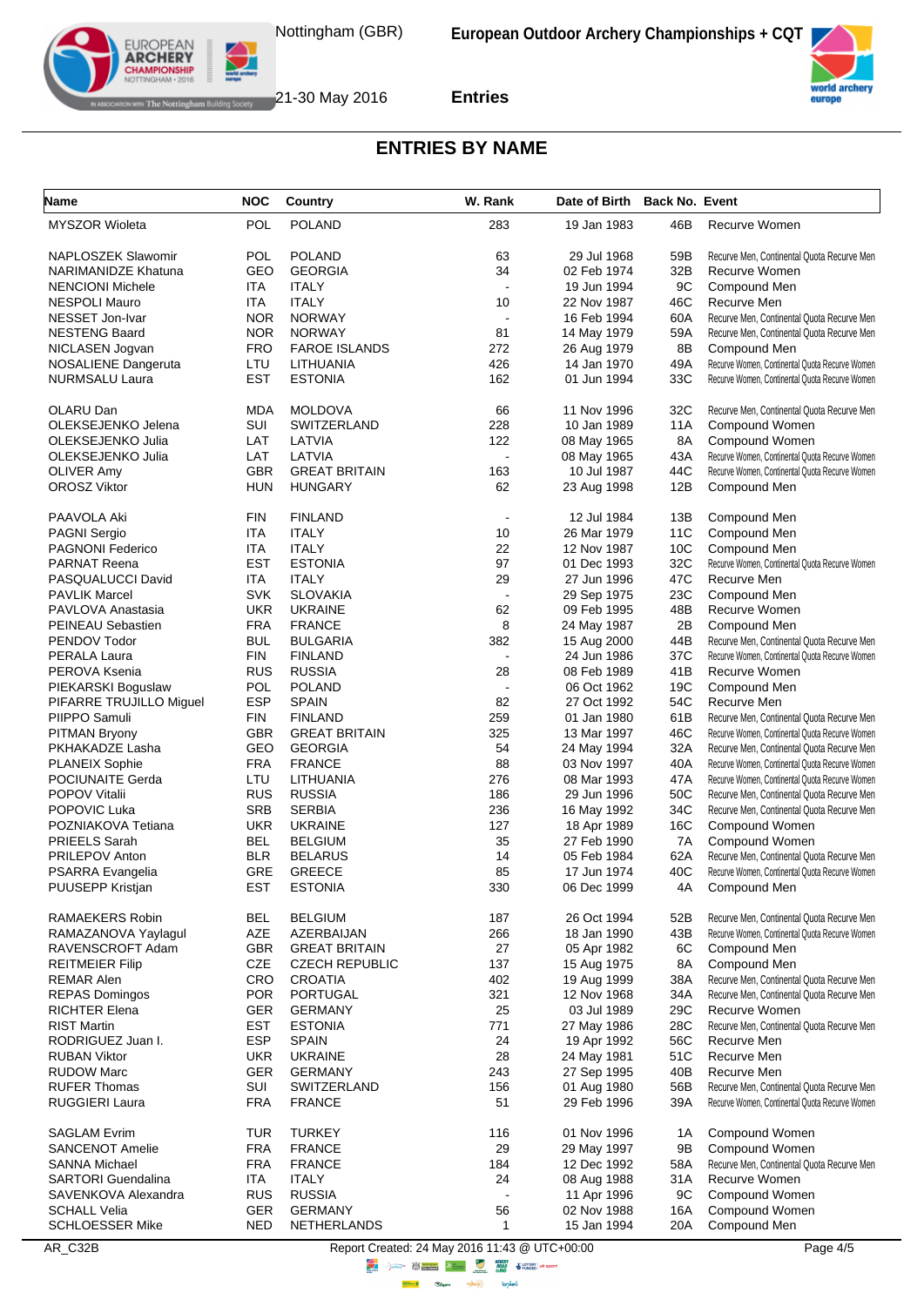## ENTRIES BY NAME

| Name | NOC | Country | W. Rank | Date of Birth | Back No. | Event |
|---|---|---|---|---|---|---|
| MYSZOR Wioleta | POL | POLAND | 283 | 19 Jan 1983 | 46B | Recurve Women |
| NAPLOSZEK Slawomir | POL | POLAND | 63 | 29 Jul 1968 | 59B | Recurve Men, Continental Quota Recurve Men |
| NARIMANIDZE Khatuna | GEO | GEORGIA | 34 | 02 Feb 1974 | 32B | Recurve Women |
| NENCIONI Michele | ITA | ITALY | - | 19 Jun 1994 | 9C | Compound Men |
| NESPOLI Mauro | ITA | ITALY | 10 | 22 Nov 1987 | 46C | Recurve Men |
| NESSET Jon-Ivar | NOR | NORWAY | - | 16 Feb 1994 | 60A | Recurve Men, Continental Quota Recurve Men |
| NESTENG Baard | NOR | NORWAY | 81 | 14 May 1979 | 59A | Recurve Men, Continental Quota Recurve Men |
| NICLASEN Jogvan | FRO | FAROE ISLANDS | 272 | 26 Aug 1979 | 8B | Compound Men |
| NOSALIENE Dangeruta | LTU | LITHUANIA | 426 | 14 Jan 1970 | 49A | Recurve Women, Continental Quota Recurve Women |
| NURMSALU Laura | EST | ESTONIA | 162 | 01 Jun 1994 | 33C | Recurve Women, Continental Quota Recurve Women |
| OLARU Dan | MDA | MOLDOVA | 66 | 11 Nov 1996 | 32C | Recurve Men, Continental Quota Recurve Men |
| OLEKSEJENKO Jelena | SUI | SWITZERLAND | 228 | 10 Jan 1989 | 11A | Compound Women |
| OLEKSEJENKO Julia | LAT | LATVIA | 122 | 08 May 1965 | 8A | Compound Women |
| OLEKSEJENKO Julia | LAT | LATVIA | - | 08 May 1965 | 43A | Recurve Women, Continental Quota Recurve Women |
| OLIVER Amy | GBR | GREAT BRITAIN | 163 | 10 Jul 1987 | 44C | Recurve Women, Continental Quota Recurve Women |
| OROSZ Viktor | HUN | HUNGARY | 62 | 23 Aug 1998 | 12B | Compound Men |
| PAAVOLA Aki | FIN | FINLAND | - | 12 Jul 1984 | 13B | Compound Men |
| PAGNI Sergio | ITA | ITALY | 10 | 26 Mar 1979 | 11C | Compound Men |
| PAGNONI Federico | ITA | ITALY | 22 | 12 Nov 1987 | 10C | Compound Men |
| PARNAT Reena | EST | ESTONIA | 97 | 01 Dec 1993 | 32C | Recurve Women, Continental Quota Recurve Women |
| PASQUALUCCI David | ITA | ITALY | 29 | 27 Jun 1996 | 47C | Recurve Men |
| PAVLIK Marcel | SVK | SLOVAKIA | - | 29 Sep 1975 | 23C | Compound Men |
| PAVLOVA Anastasia | UKR | UKRAINE | 62 | 09 Feb 1995 | 48B | Recurve Women |
| PEINEAU Sebastien | FRA | FRANCE | 8 | 24 May 1987 | 2B | Compound Men |
| PENDOV Todor | BUL | BULGARIA | 382 | 15 Aug 2000 | 44B | Recurve Men, Continental Quota Recurve Men |
| PERALA Laura | FIN | FINLAND | - | 24 Jun 1986 | 37C | Recurve Women, Continental Quota Recurve Women |
| PEROVA Ksenia | RUS | RUSSIA | 28 | 08 Feb 1989 | 41B | Recurve Women |
| PIEKARSKI Boguslaw | POL | POLAND | - | 06 Oct 1962 | 19C | Compound Men |
| PIFARRE TRUJILLO Miguel | ESP | SPAIN | 82 | 27 Oct 1992 | 54C | Recurve Men |
| PIIPPO Samuli | FIN | FINLAND | 259 | 01 Jan 1980 | 61B | Recurve Men, Continental Quota Recurve Men |
| PITMAN Bryony | GBR | GREAT BRITAIN | 325 | 13 Mar 1997 | 46C | Recurve Women, Continental Quota Recurve Women |
| PKHAKADZE Lasha | GEO | GEORGIA | 54 | 24 May 1994 | 32A | Recurve Men, Continental Quota Recurve Men |
| PLANEIX Sophie | FRA | FRANCE | 88 | 03 Nov 1997 | 40A | Recurve Women, Continental Quota Recurve Women |
| POCIUNAITE Gerda | LTU | LITHUANIA | 276 | 08 Mar 1993 | 47A | Recurve Women, Continental Quota Recurve Women |
| POPOV Vitalii | RUS | RUSSIA | 186 | 29 Jun 1996 | 50C | Recurve Men, Continental Quota Recurve Men |
| POPOVIC Luka | SRB | SERBIA | 236 | 16 May 1992 | 34C | Recurve Men, Continental Quota Recurve Men |
| POZNIAKOVA Tetiana | UKR | UKRAINE | 127 | 18 Apr 1989 | 16C | Compound Women |
| PRIEELS Sarah | BEL | BELGIUM | 35 | 27 Feb 1990 | 7A | Compound Women |
| PRILEPOV Anton | BLR | BELARUS | 14 | 05 Feb 1984 | 62A | Recurve Men, Continental Quota Recurve Men |
| PSARRA Evangelia | GRE | GREECE | 85 | 17 Jun 1974 | 40C | Recurve Women, Continental Quota Recurve Women |
| PUUSEPP Kristjan | EST | ESTONIA | 330 | 06 Dec 1999 | 4A | Compound Men |
| RAMAEKERS Robin | BEL | BELGIUM | 187 | 26 Oct 1994 | 52B | Recurve Men, Continental Quota Recurve Men |
| RAMAZANOVA Yaylagul | AZE | AZERBAIJAN | 266 | 18 Jan 1990 | 43B | Recurve Women, Continental Quota Recurve Women |
| RAVENSCROFT Adam | GBR | GREAT BRITAIN | 27 | 05 Apr 1982 | 6C | Compound Men |
| REITMEIER Filip | CZE | CZECH REPUBLIC | 137 | 15 Aug 1975 | 8A | Compound Men |
| REMAR Alen | CRO | CROATIA | 402 | 19 Aug 1999 | 38A | Recurve Men, Continental Quota Recurve Men |
| REPAS Domingos | POR | PORTUGAL | 321 | 12 Nov 1968 | 34A | Recurve Men, Continental Quota Recurve Men |
| RICHTER Elena | GER | GERMANY | 25 | 03 Jul 1989 | 29C | Recurve Women |
| RIST Martin | EST | ESTONIA | 771 | 27 May 1986 | 28C | Recurve Men, Continental Quota Recurve Men |
| RODRIGUEZ Juan I. | ESP | SPAIN | 24 | 19 Apr 1992 | 56C | Recurve Men |
| RUBAN Viktor | UKR | UKRAINE | 28 | 24 May 1981 | 51C | Recurve Men |
| RUDOW Marc | GER | GERMANY | 243 | 27 Sep 1995 | 40B | Recurve Men |
| RUFER Thomas | SUI | SWITZERLAND | 156 | 01 Aug 1980 | 56B | Recurve Men, Continental Quota Recurve Men |
| RUGGIERI Laura | FRA | FRANCE | 51 | 29 Feb 1996 | 39A | Recurve Women, Continental Quota Recurve Women |
| SAGLAM Evrim | TUR | TURKEY | 116 | 01 Nov 1996 | 1A | Compound Women |
| SANCENOT Amelie | FRA | FRANCE | 29 | 29 May 1997 | 9B | Compound Women |
| SANNA Michael | FRA | FRANCE | 184 | 12 Dec 1992 | 58A | Recurve Men, Continental Quota Recurve Men |
| SARTORI Guendalina | ITA | ITALY | 24 | 08 Aug 1988 | 31A | Recurve Women |
| SAVENKOVA Alexandra | RUS | RUSSIA | - | 11 Apr 1996 | 9C | Compound Women |
| SCHALL Velia | GER | GERMANY | 56 | 02 Nov 1988 | 16A | Compound Women |
| SCHLOESSER Mike | NED | NETHERLANDS | 1 | 15 Jan 1994 | 20A | Compound Men |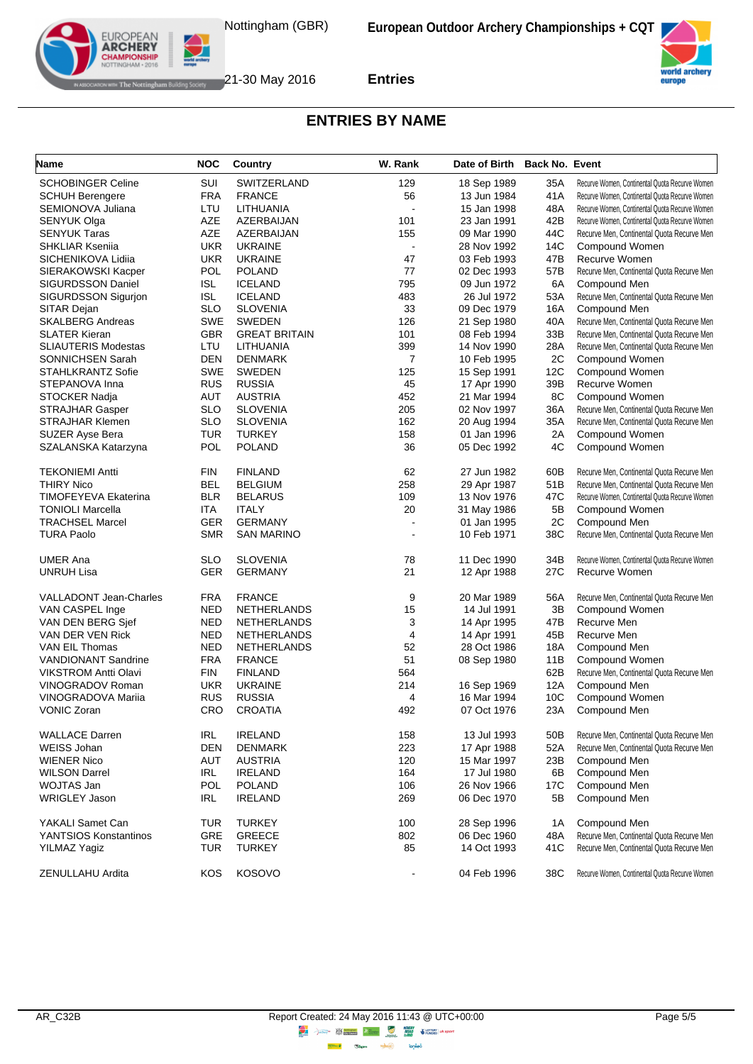# ENTRIES BY NAME

| Name | NOC | Country | W. Rank | Date of Birth | Back No. | Event |
|---|---|---|---|---|---|---|
| SCHOBINGER Celine | SUI | SWITZERLAND | 129 | 18 Sep 1989 | 35A | Recurve Women, Continental Quota Recurve Women |
| SCHUH Berengere | FRA | FRANCE | 56 | 13 Jun 1984 | 41A | Recurve Women, Continental Quota Recurve Women |
| SEMIONOVA Juliana | LTU | LITHUANIA | - | 15 Jan 1998 | 48A | Recurve Women, Continental Quota Recurve Women |
| SENYUK Olga | AZE | AZERBAIJAN | 101 | 23 Jan 1991 | 42B | Recurve Women, Continental Quota Recurve Women |
| SENYUK Taras | AZE | AZERBAIJAN | 155 | 09 Mar 1990 | 44C | Recurve Men, Continental Quota Recurve Men |
| SHKLIAR Kseniia | UKR | UKRAINE | - | 28 Nov 1992 | 14C | Compound Women |
| SICHENIKOVA Lidiia | UKR | UKRAINE | 47 | 03 Feb 1993 | 47B | Recurve Women |
| SIERAKOWSKI Kacper | POL | POLAND | 77 | 02 Dec 1993 | 57B | Recurve Men, Continental Quota Recurve Men |
| SIGURDSSON Daniel | ISL | ICELAND | 795 | 09 Jun 1972 | 6A | Compound Men |
| SIGURDSSON Sigurjon | ISL | ICELAND | 483 | 26 Jul 1972 | 53A | Recurve Men, Continental Quota Recurve Men |
| SITAR Dejan | SLO | SLOVENIA | 33 | 09 Dec 1979 | 16A | Compound Men |
| SKALBERG Andreas | SWE | SWEDEN | 126 | 21 Sep 1980 | 40A | Recurve Men, Continental Quota Recurve Men |
| SLATER Kieran | GBR | GREAT BRITAIN | 101 | 08 Feb 1994 | 33B | Recurve Men, Continental Quota Recurve Men |
| SLIAUTERIS Modestas | LTU | LITHUANIA | 399 | 14 Nov 1990 | 28A | Recurve Men, Continental Quota Recurve Men |
| SONNICHSEN Sarah | DEN | DENMARK | 7 | 10 Feb 1995 | 2C | Compound Women |
| STAHLKRANTZ Sofie | SWE | SWEDEN | 125 | 15 Sep 1991 | 12C | Compound Women |
| STEPANOVA Inna | RUS | RUSSIA | 45 | 17 Apr 1990 | 39B | Recurve Women |
| STOCKER Nadja | AUT | AUSTRIA | 452 | 21 Mar 1994 | 8C | Compound Women |
| STRAJHAR Gasper | SLO | SLOVENIA | 205 | 02 Nov 1997 | 36A | Recurve Men, Continental Quota Recurve Men |
| STRAJHAR Klemen | SLO | SLOVENIA | 162 | 20 Aug 1994 | 35A | Recurve Men, Continental Quota Recurve Men |
| SUZER Ayse Bera | TUR | TURKEY | 158 | 01 Jan 1996 | 2A | Compound Women |
| SZALANSKA Katarzyna | POL | POLAND | 36 | 05 Dec 1992 | 4C | Compound Women |
| TEKONIEMI Antti | FIN | FINLAND | 62 | 27 Jun 1982 | 60B | Recurve Men, Continental Quota Recurve Men |
| THIRY Nico | BEL | BELGIUM | 258 | 29 Apr 1987 | 51B | Recurve Men, Continental Quota Recurve Men |
| TIMOFEYEVA Ekaterina | BLR | BELARUS | 109 | 13 Nov 1976 | 47C | Recurve Women, Continental Quota Recurve Women |
| TONIOLI Marcella | ITA | ITALY | 20 | 31 May 1986 | 5B | Compound Women |
| TRACHSEL Marcel | GER | GERMANY | - | 01 Jan 1995 | 2C | Compound Men |
| TURA Paolo | SMR | SAN MARINO | - | 10 Feb 1971 | 38C | Recurve Men, Continental Quota Recurve Men |
| UMER Ana | SLO | SLOVENIA | 78 | 11 Dec 1990 | 34B | Recurve Women, Continental Quota Recurve Women |
| UNRUH Lisa | GER | GERMANY | 21 | 12 Apr 1988 | 27C | Recurve Women |
| VALLADONT Jean-Charles | FRA | FRANCE | 9 | 20 Mar 1989 | 56A | Recurve Men, Continental Quota Recurve Men |
| VAN CASPEL Inge | NED | NETHERLANDS | 15 | 14 Jul 1991 | 3B | Compound Women |
| VAN DEN BERG Sjef | NED | NETHERLANDS | 3 | 14 Apr 1995 | 47B | Recurve Men |
| VAN DER VEN Rick | NED | NETHERLANDS | 4 | 14 Apr 1991 | 45B | Recurve Men |
| VAN EIL Thomas | NED | NETHERLANDS | 52 | 28 Oct 1986 | 18A | Compound Men |
| VANDIONANT Sandrine | FRA | FRANCE | 51 | 08 Sep 1980 | 11B | Compound Women |
| VIKSTROM Antti Olavi | FIN | FINLAND | 564 | | 62B | Recurve Men, Continental Quota Recurve Men |
| VINOGRADOV Roman | UKR | UKRAINE | 214 | 16 Sep 1969 | 12A | Compound Men |
| VINOGRADOVA Mariia | RUS | RUSSIA | 4 | 16 Mar 1994 | 10C | Compound Women |
| VONIC Zoran | CRO | CROATIA | 492 | 07 Oct 1976 | 23A | Compound Men |
| WALLACE Darren | IRL | IRELAND | 158 | 13 Jul 1993 | 50B | Recurve Men, Continental Quota Recurve Men |
| WEISS Johan | DEN | DENMARK | 223 | 17 Apr 1988 | 52A | Recurve Men, Continental Quota Recurve Men |
| WIENER Nico | AUT | AUSTRIA | 120 | 15 Mar 1997 | 23B | Compound Men |
| WILSON Darrel | IRL | IRELAND | 164 | 17 Jul 1980 | 6B | Compound Men |
| WOJTAS Jan | POL | POLAND | 106 | 26 Nov 1966 | 17C | Compound Men |
| WRIGLEY Jason | IRL | IRELAND | 269 | 06 Dec 1970 | 5B | Compound Men |
| YAKALI Samet Can | TUR | TURKEY | 100 | 28 Sep 1996 | 1A | Compound Men |
| YANTSIOS Konstantinos | GRE | GREECE | 802 | 06 Dec 1960 | 48A | Recurve Men, Continental Quota Recurve Men |
| YILMAZ Yagiz | TUR | TURKEY | 85 | 14 Oct 1993 | 41C | Recurve Men, Continental Quota Recurve Men |
| ZENULLAHU Ardita | KOS | KOSOVO | - | 04 Feb 1996 | 38C | Recurve Women, Continental Quota Recurve Women |

AR_C32B Report Created: 24 May 2016 11:43 @ UTC+00:00